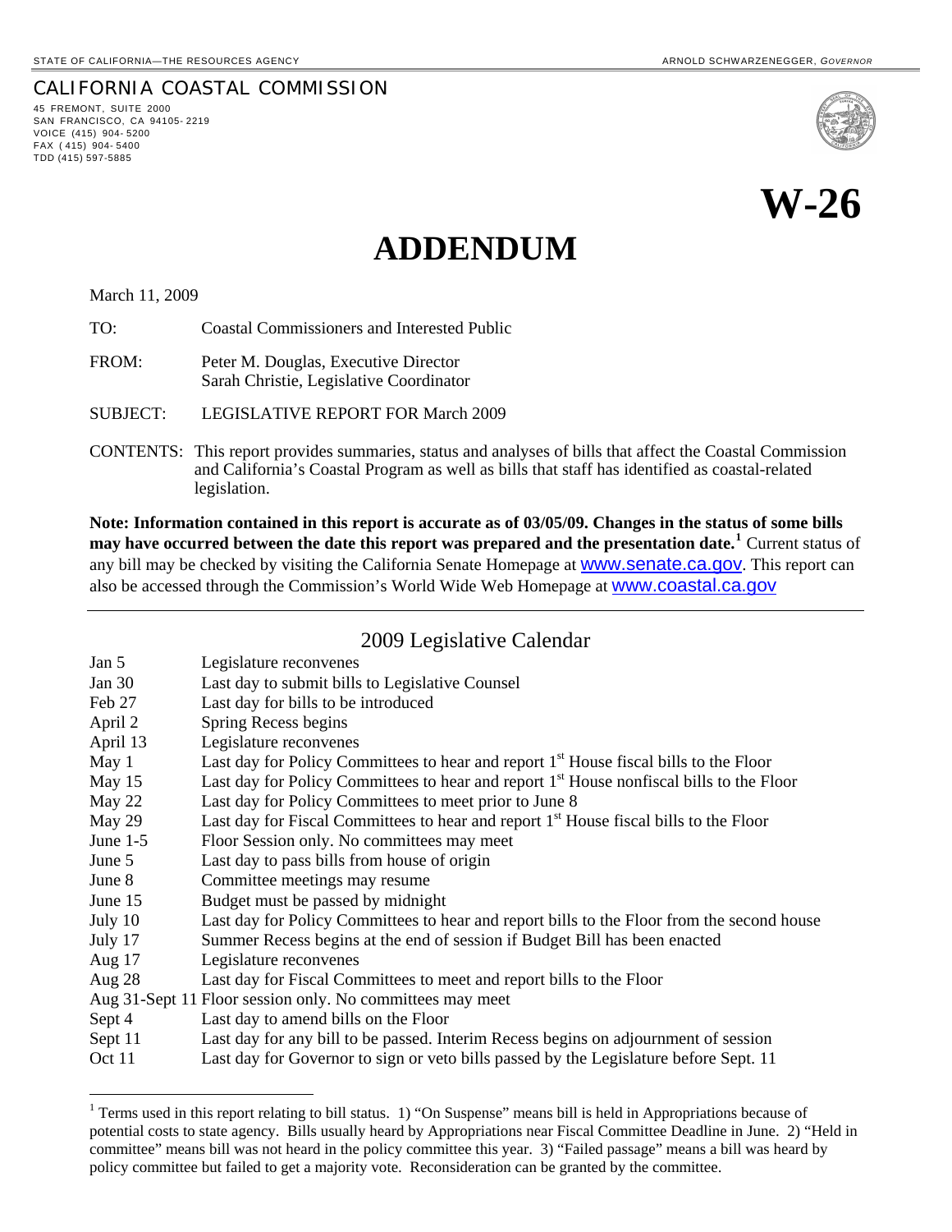STATE OF CALIFORNIA—THE RESOURCES AGENCY

ARNOLD SCHWARZENEGGER, *GOVERNOR*

CALIFORNIA COASTAL COMMISSION

45 FREMONT, SUITE 2000
SAN FRANCISCO, CA 94105-2219
VOICE (415) 904-5200
FAX (415) 904-5400
TDD (415) 597-5885

# W-26

# ADDENDUM

March 11, 2009

TO: Coastal Commissioners and Interested Public

FROM: Peter M. Douglas, Executive Director
Sarah Christie, Legislative Coordinator

SUBJECT: LEGISLATIVE REPORT FOR March 2009

CONTENTS: This report provides summaries, status and analyses of bills that affect the Coastal Commission and California's Coastal Program as well as bills that staff has identified as coastal-related legislation.

**Note: Information contained in this report is accurate as of 03/05/09. Changes in the status of some bills may have occurred between the date this report was prepared and the presentation date.[1]** Current status of any bill may be checked by visiting the California Senate Homepage at www.senate.ca.gov. This report can also be accessed through the Commission's World Wide Web Homepage at www.coastal.ca.gov

---

## 2009 Legislative Calendar

| | |
|---|---|
| Jan 5 | Legislature reconvenes |
| Jan 30 | Last day to submit bills to Legislative Counsel |
| Feb 27 | Last day for bills to be introduced |
| April 2 | Spring Recess begins |
| April 13 | Legislature reconvenes |
| May 1 | Last day for Policy Committees to hear and report 1st House fiscal bills to the Floor |
| May 15 | Last day for Policy Committees to hear and report 1st House nonfiscal bills to the Floor |
| May 22 | Last day for Policy Committees to meet prior to June 8 |
| May 29 | Last day for Fiscal Committees to hear and report 1st House fiscal bills to the Floor |
| June 1-5 | Floor Session only. No committees may meet |
| June 5 | Last day to pass bills from house of origin |
| June 8 | Committee meetings may resume |
| June 15 | Budget must be passed by midnight |
| July 10 | Last day for Policy Committees to hear and report bills to the Floor from the second house |
| July 17 | Summer Recess begins at the end of session if Budget Bill has been enacted |
| Aug 17 | Legislature reconvenes |
| Aug 28 | Last day for Fiscal Committees to meet and report bills to the Floor |
| Aug 31-Sept 11 | Floor session only. No committees may meet |
| Sept 4 | Last day to amend bills on the Floor |
| Sept 11 | Last day for any bill to be passed. Interim Recess begins on adjournment of session |
| Oct 11 | Last day for Governor to sign or veto bills passed by the Legislature before Sept. 11 |

---

[1] Terms used in this report relating to bill status. 1) "On Suspense" means bill is held in Appropriations because of potential costs to state agency. Bills usually heard by Appropriations near Fiscal Committee Deadline in June. 2) "Held in committee" means bill was not heard in the policy committee this year. 3) "Failed passage" means a bill was heard by policy committee but failed to get a majority vote. Reconsideration can be granted by the committee.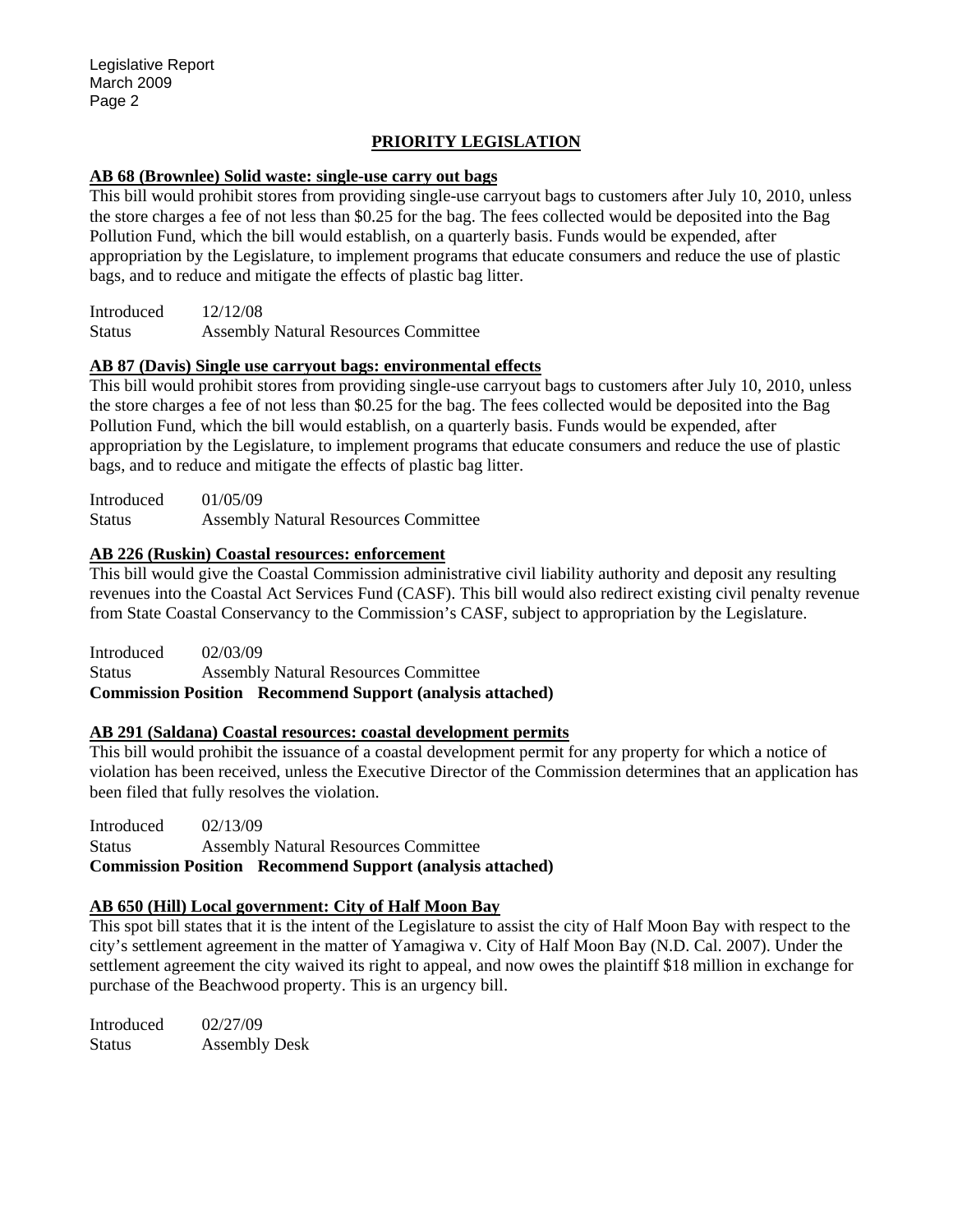## PRIORITY LEGISLATION

### AB 68 (Brownlee) Solid waste: single-use carry out bags

This bill would prohibit stores from providing single-use carryout bags to customers after July 10, 2010, unless the store charges a fee of not less than $0.25 for the bag. The fees collected would be deposited into the Bag Pollution Fund, which the bill would establish, on a quarterly basis. Funds would be expended, after appropriation by the Legislature, to implement programs that educate consumers and reduce the use of plastic bags, and to reduce and mitigate the effects of plastic bag litter.

Introduced 12/12/08
Status Assembly Natural Resources Committee

### AB 87 (Davis) Single use carryout bags: environmental effects

This bill would prohibit stores from providing single-use carryout bags to customers after July 10, 2010, unless the store charges a fee of not less than $0.25 for the bag. The fees collected would be deposited into the Bag Pollution Fund, which the bill would establish, on a quarterly basis. Funds would be expended, after appropriation by the Legislature, to implement programs that educate consumers and reduce the use of plastic bags, and to reduce and mitigate the effects of plastic bag litter.

Introduced 01/05/09
Status Assembly Natural Resources Committee

### AB 226 (Ruskin) Coastal resources: enforcement

This bill would give the Coastal Commission administrative civil liability authority and deposit any resulting revenues into the Coastal Act Services Fund (CASF). This bill would also redirect existing civil penalty revenue from State Coastal Conservancy to the Commission's CASF, subject to appropriation by the Legislature.

Introduced 02/03/09
Status Assembly Natural Resources Committee
**Commission Position Recommend Support (analysis attached)**

### AB 291 (Saldana) Coastal resources: coastal development permits

This bill would prohibit the issuance of a coastal development permit for any property for which a notice of violation has been received, unless the Executive Director of the Commission determines that an application has been filed that fully resolves the violation.

Introduced 02/13/09
Status Assembly Natural Resources Committee
**Commission Position Recommend Support (analysis attached)**

### AB 650 (Hill) Local government: City of Half Moon Bay

This spot bill states that it is the intent of the Legislature to assist the city of Half Moon Bay with respect to the city's settlement agreement in the matter of Yamagiwa v. City of Half Moon Bay (N.D. Cal. 2007). Under the settlement agreement the city waived its right to appeal, and now owes the plaintiff $18 million in exchange for purchase of the Beachwood property. This is an urgency bill.

Introduced 02/27/09
Status Assembly Desk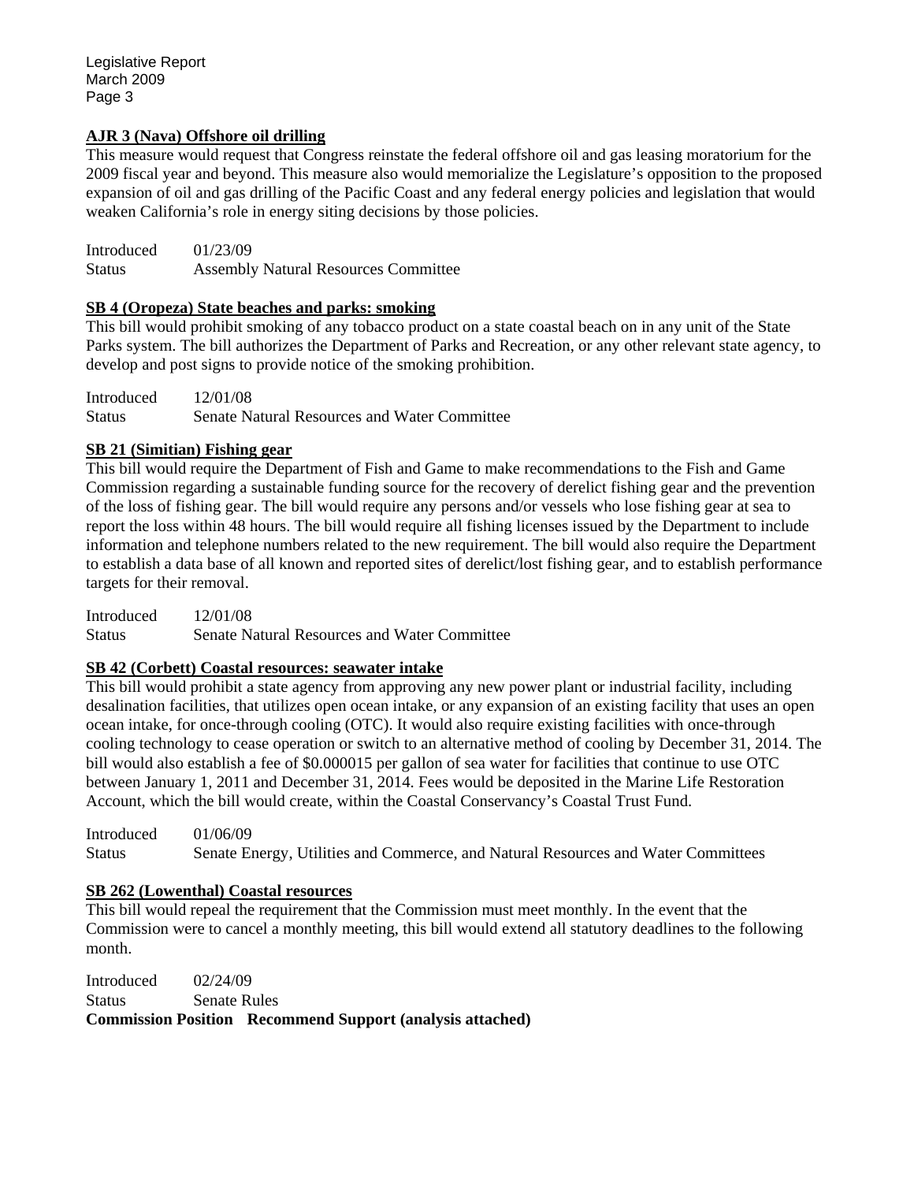**AJR 3 (Nava) Offshore oil drilling**

This measure would request that Congress reinstate the federal offshore oil and gas leasing moratorium for the 2009 fiscal year and beyond. This measure also would memorialize the Legislature's opposition to the proposed expansion of oil and gas drilling of the Pacific Coast and any federal energy policies and legislation that would weaken California's role in energy siting decisions by those policies.

Introduced 01/23/09
Status Assembly Natural Resources Committee

**SB 4 (Oropeza) State beaches and parks: smoking**

This bill would prohibit smoking of any tobacco product on a state coastal beach on in any unit of the State Parks system. The bill authorizes the Department of Parks and Recreation, or any other relevant state agency, to develop and post signs to provide notice of the smoking prohibition.

Introduced 12/01/08
Status Senate Natural Resources and Water Committee

**SB 21 (Simitian) Fishing gear**

This bill would require the Department of Fish and Game to make recommendations to the Fish and Game Commission regarding a sustainable funding source for the recovery of derelict fishing gear and the prevention of the loss of fishing gear. The bill would require any persons and/or vessels who lose fishing gear at sea to report the loss within 48 hours. The bill would require all fishing licenses issued by the Department to include information and telephone numbers related to the new requirement. The bill would also require the Department to establish a data base of all known and reported sites of derelict/lost fishing gear, and to establish performance targets for their removal.

Introduced 12/01/08
Status Senate Natural Resources and Water Committee

**SB 42 (Corbett) Coastal resources: seawater intake**

This bill would prohibit a state agency from approving any new power plant or industrial facility, including desalination facilities, that utilizes open ocean intake, or any expansion of an existing facility that uses an open ocean intake, for once-through cooling (OTC). It would also require existing facilities with once-through cooling technology to cease operation or switch to an alternative method of cooling by December 31, 2014. The bill would also establish a fee of $0.000015 per gallon of sea water for facilities that continue to use OTC between January 1, 2011 and December 31, 2014. Fees would be deposited in the Marine Life Restoration Account, which the bill would create, within the Coastal Conservancy's Coastal Trust Fund.

Introduced 01/06/09
Status Senate Energy, Utilities and Commerce, and Natural Resources and Water Committees

**SB 262 (Lowenthal) Coastal resources**

This bill would repeal the requirement that the Commission must meet monthly. In the event that the Commission were to cancel a monthly meeting, this bill would extend all statutory deadlines to the following month.

Introduced 02/24/09
Status Senate Rules
**Commission Position Recommend Support (analysis attached)**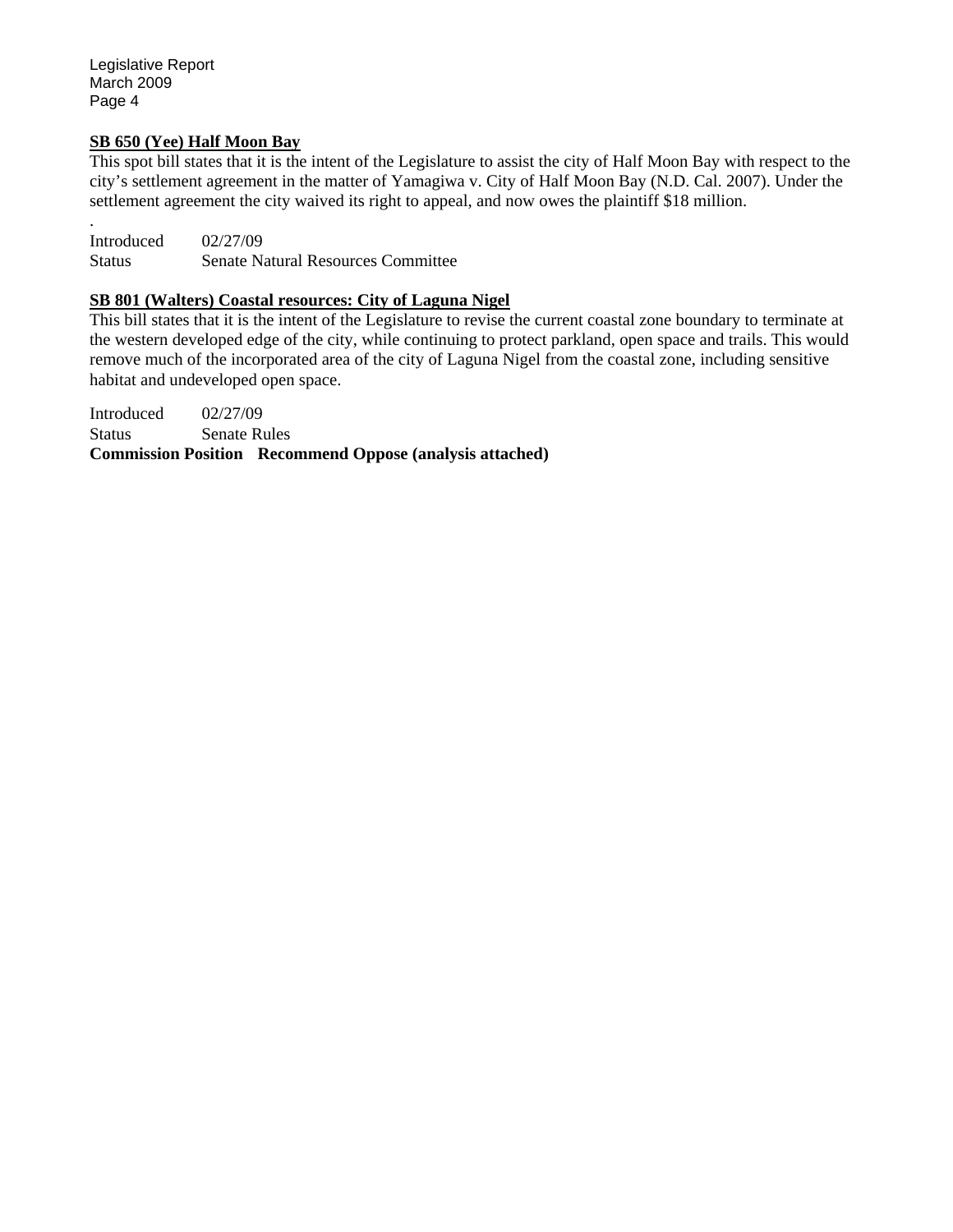**SB 650 (Yee) Half Moon Bay**

This spot bill states that it is the intent of the Legislature to assist the city of Half Moon Bay with respect to the city's settlement agreement in the matter of Yamagiwa v. City of Half Moon Bay (N.D. Cal. 2007). Under the settlement agreement the city waived its right to appeal, and now owes the plaintiff $18 million.

.

Introduced 02/27/09
Status Senate Natural Resources Committee

**SB 801 (Walters) Coastal resources: City of Laguna Nigel**

This bill states that it is the intent of the Legislature to revise the current coastal zone boundary to terminate at the western developed edge of the city, while continuing to protect parkland, open space and trails. This would remove much of the incorporated area of the city of Laguna Nigel from the coastal zone, including sensitive habitat and undeveloped open space.

Introduced 02/27/09
Status Senate Rules
**Commission Position Recommend Oppose (analysis attached)**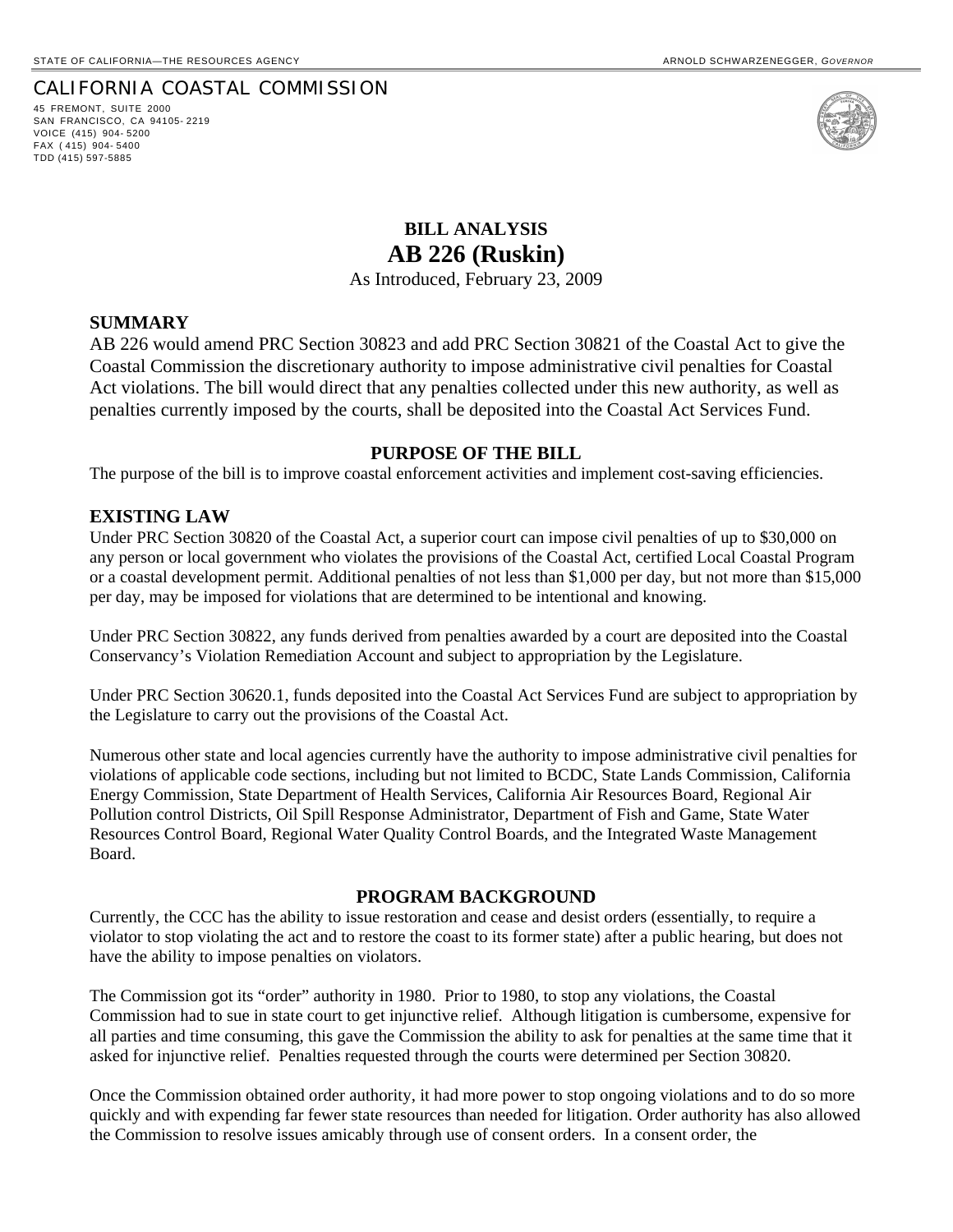STATE OF CALIFORNIA—THE RESOURCES AGENCY ARNOLD SCHWARZENEGGER, *GOVERNOR*

CALIFORNIA COASTAL COMMISSION

45 FREMONT, SUITE 2000
SAN FRANCISCO, CA 94105-2219
VOICE (415) 904-5200
FAX (415) 904-5400
TDD (415) 597-5885

# BILL ANALYSIS
# AB 226 (Ruskin)

As Introduced, February 23, 2009

## SUMMARY

AB 226 would amend PRC Section 30823 and add PRC Section 30821 of the Coastal Act to give the Coastal Commission the discretionary authority to impose administrative civil penalties for Coastal Act violations. The bill would direct that any penalties collected under this new authority, as well as penalties currently imposed by the courts, shall be deposited into the Coastal Act Services Fund.

## PURPOSE OF THE BILL

The purpose of the bill is to improve coastal enforcement activities and implement cost-saving efficiencies.

## EXISTING LAW

Under PRC Section 30820 of the Coastal Act, a superior court can impose civil penalties of up to $30,000 on any person or local government who violates the provisions of the Coastal Act, certified Local Coastal Program or a coastal development permit. Additional penalties of not less than $1,000 per day, but not more than $15,000 per day, may be imposed for violations that are determined to be intentional and knowing.

Under PRC Section 30822, any funds derived from penalties awarded by a court are deposited into the Coastal Conservancy's Violation Remediation Account and subject to appropriation by the Legislature.

Under PRC Section 30620.1, funds deposited into the Coastal Act Services Fund are subject to appropriation by the Legislature to carry out the provisions of the Coastal Act.

Numerous other state and local agencies currently have the authority to impose administrative civil penalties for violations of applicable code sections, including but not limited to BCDC, State Lands Commission, California Energy Commission, State Department of Health Services, California Air Resources Board, Regional Air Pollution control Districts, Oil Spill Response Administrator, Department of Fish and Game, State Water Resources Control Board, Regional Water Quality Control Boards, and the Integrated Waste Management Board.

## PROGRAM BACKGROUND

Currently, the CCC has the ability to issue restoration and cease and desist orders (essentially, to require a violator to stop violating the act and to restore the coast to its former state) after a public hearing, but does not have the ability to impose penalties on violators.

The Commission got its "order" authority in 1980. Prior to 1980, to stop any violations, the Coastal Commission had to sue in state court to get injunctive relief. Although litigation is cumbersome, expensive for all parties and time consuming, this gave the Commission the ability to ask for penalties at the same time that it asked for injunctive relief. Penalties requested through the courts were determined per Section 30820.

Once the Commission obtained order authority, it had more power to stop ongoing violations and to do so more quickly and with expending far fewer state resources than needed for litigation. Order authority has also allowed the Commission to resolve issues amicably through use of consent orders. In a consent order, the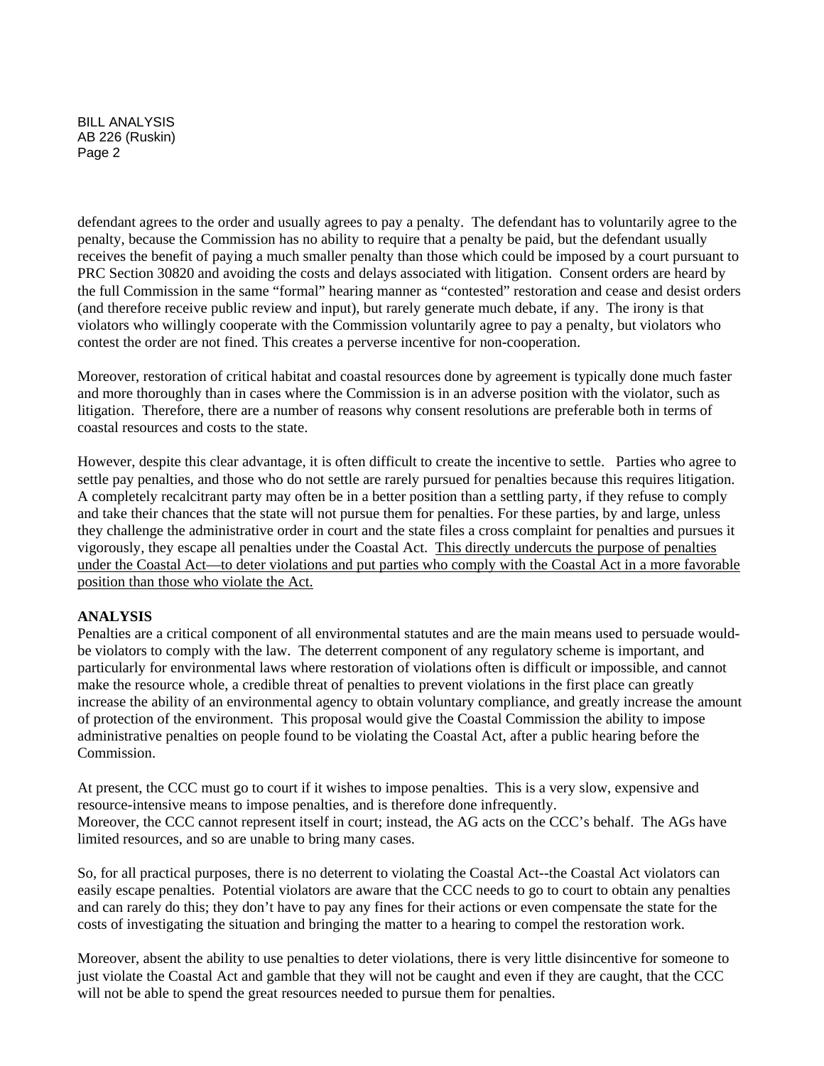defendant agrees to the order and usually agrees to pay a penalty. The defendant has to voluntarily agree to the penalty, because the Commission has no ability to require that a penalty be paid, but the defendant usually receives the benefit of paying a much smaller penalty than those which could be imposed by a court pursuant to PRC Section 30820 and avoiding the costs and delays associated with litigation. Consent orders are heard by the full Commission in the same "formal" hearing manner as "contested" restoration and cease and desist orders (and therefore receive public review and input), but rarely generate much debate, if any. The irony is that violators who willingly cooperate with the Commission voluntarily agree to pay a penalty, but violators who contest the order are not fined. This creates a perverse incentive for non-cooperation.

Moreover, restoration of critical habitat and coastal resources done by agreement is typically done much faster and more thoroughly than in cases where the Commission is in an adverse position with the violator, such as litigation. Therefore, there are a number of reasons why consent resolutions are preferable both in terms of coastal resources and costs to the state.

However, despite this clear advantage, it is often difficult to create the incentive to settle. Parties who agree to settle pay penalties, and those who do not settle are rarely pursued for penalties because this requires litigation. A completely recalcitrant party may often be in a better position than a settling party, if they refuse to comply and take their chances that the state will not pursue them for penalties. For these parties, by and large, unless they challenge the administrative order in court and the state files a cross complaint for penalties and pursues it vigorously, they escape all penalties under the Coastal Act. <u>This directly undercuts the purpose of penalties under the Coastal Act—to deter violations and put parties who comply with the Coastal Act in a more favorable position than those who violate the Act.</u>

**ANALYSIS**

Penalties are a critical component of all environmental statutes and are the main means used to persuade would-be violators to comply with the law. The deterrent component of any regulatory scheme is important, and particularly for environmental laws where restoration of violations often is difficult or impossible, and cannot make the resource whole, a credible threat of penalties to prevent violations in the first place can greatly increase the ability of an environmental agency to obtain voluntary compliance, and greatly increase the amount of protection of the environment. This proposal would give the Coastal Commission the ability to impose administrative penalties on people found to be violating the Coastal Act, after a public hearing before the Commission.

At present, the CCC must go to court if it wishes to impose penalties. This is a very slow, expensive and resource-intensive means to impose penalties, and is therefore done infrequently.
Moreover, the CCC cannot represent itself in court; instead, the AG acts on the CCC's behalf. The AGs have limited resources, and so are unable to bring many cases.

So, for all practical purposes, there is no deterrent to violating the Coastal Act--the Coastal Act violators can easily escape penalties. Potential violators are aware that the CCC needs to go to court to obtain any penalties and can rarely do this; they don't have to pay any fines for their actions or even compensate the state for the costs of investigating the situation and bringing the matter to a hearing to compel the restoration work.

Moreover, absent the ability to use penalties to deter violations, there is very little disincentive for someone to just violate the Coastal Act and gamble that they will not be caught and even if they are caught, that the CCC will not be able to spend the great resources needed to pursue them for penalties.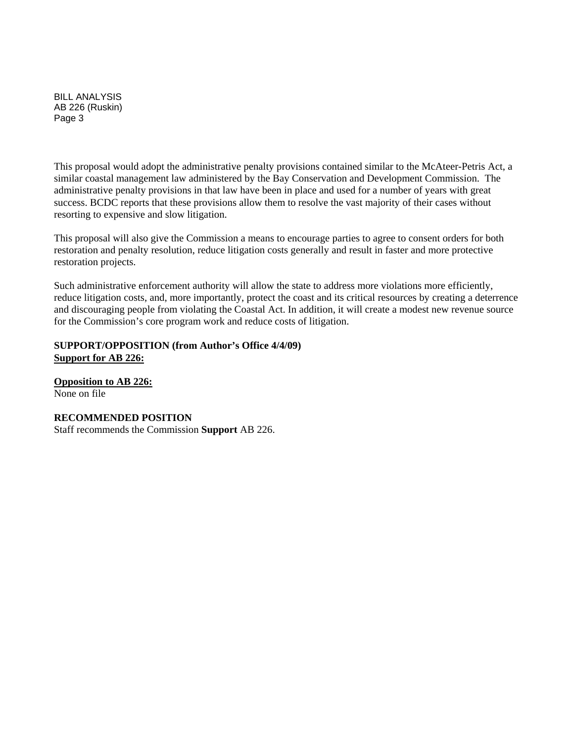This proposal would adopt the administrative penalty provisions contained similar to the McAteer-Petris Act, a similar coastal management law administered by the Bay Conservation and Development Commission. The administrative penalty provisions in that law have been in place and used for a number of years with great success. BCDC reports that these provisions allow them to resolve the vast majority of their cases without resorting to expensive and slow litigation.

This proposal will also give the Commission a means to encourage parties to agree to consent orders for both restoration and penalty resolution, reduce litigation costs generally and result in faster and more protective restoration projects.

Such administrative enforcement authority will allow the state to address more violations more efficiently, reduce litigation costs, and, more importantly, protect the coast and its critical resources by creating a deterrence and discouraging people from violating the Coastal Act. In addition, it will create a modest new revenue source for the Commission's core program work and reduce costs of litigation.

**SUPPORT/OPPOSITION (from Author's Office 4/4/09)**

**Support for AB 226:**

**Opposition to AB 226:**
None on file

**RECOMMENDED POSITION**
Staff recommends the Commission **Support** AB 226.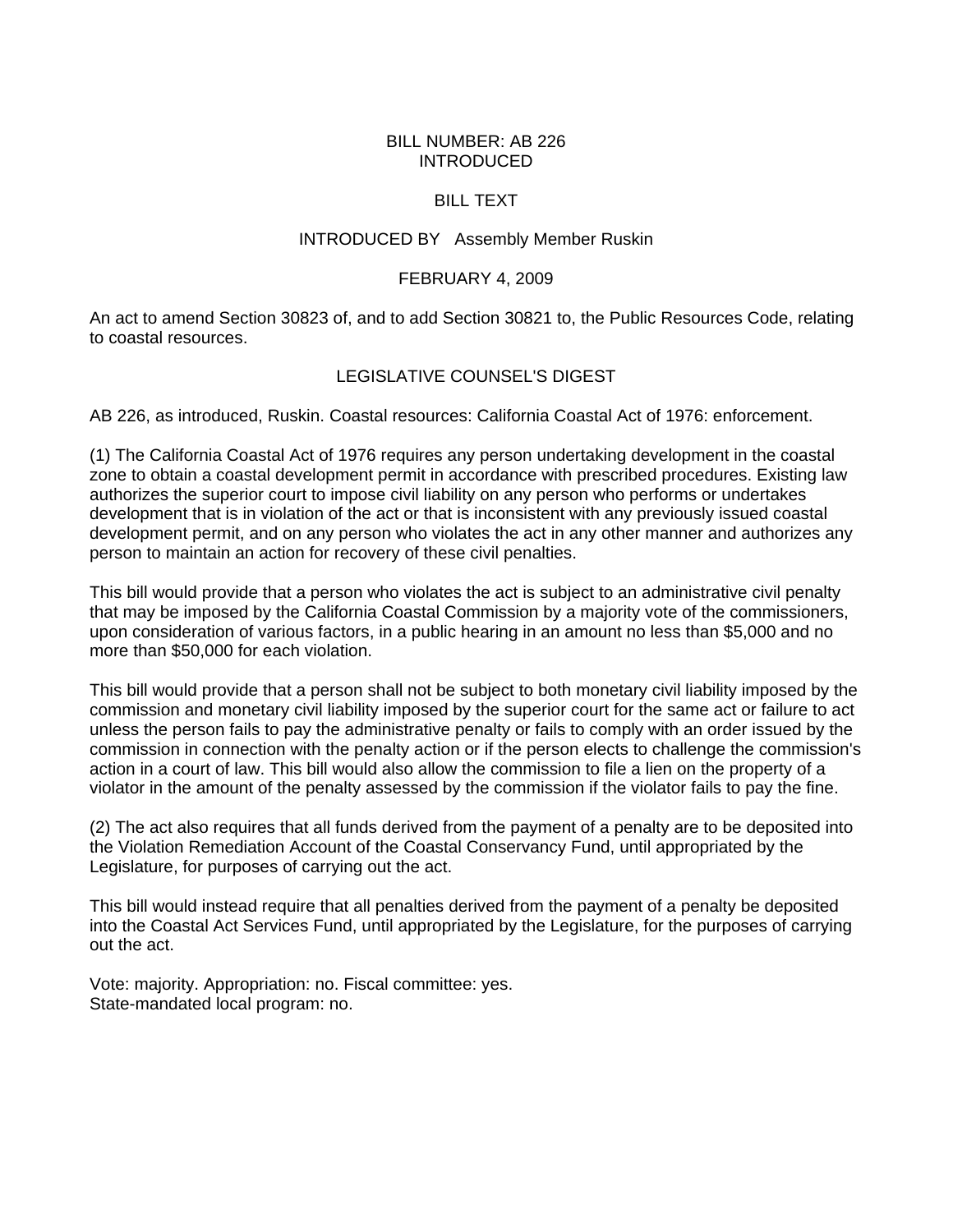BILL NUMBER: AB 226
INTRODUCED

BILL TEXT

INTRODUCED BY Assembly Member Ruskin

FEBRUARY 4, 2009

An act to amend Section 30823 of, and to add Section 30821 to, the Public Resources Code, relating to coastal resources.

## LEGISLATIVE COUNSEL'S DIGEST

AB 226, as introduced, Ruskin. Coastal resources: California Coastal Act of 1976: enforcement.

(1) The California Coastal Act of 1976 requires any person undertaking development in the coastal zone to obtain a coastal development permit in accordance with prescribed procedures. Existing law authorizes the superior court to impose civil liability on any person who performs or undertakes development that is in violation of the act or that is inconsistent with any previously issued coastal development permit, and on any person who violates the act in any other manner and authorizes any person to maintain an action for recovery of these civil penalties.

This bill would provide that a person who violates the act is subject to an administrative civil penalty that may be imposed by the California Coastal Commission by a majority vote of the commissioners, upon consideration of various factors, in a public hearing in an amount no less than $5,000 and no more than $50,000 for each violation.

This bill would provide that a person shall not be subject to both monetary civil liability imposed by the commission and monetary civil liability imposed by the superior court for the same act or failure to act unless the person fails to pay the administrative penalty or fails to comply with an order issued by the commission in connection with the penalty action or if the person elects to challenge the commission's action in a court of law. This bill would also allow the commission to file a lien on the property of a violator in the amount of the penalty assessed by the commission if the violator fails to pay the fine.

(2) The act also requires that all funds derived from the payment of a penalty are to be deposited into the Violation Remediation Account of the Coastal Conservancy Fund, until appropriated by the Legislature, for purposes of carrying out the act.

This bill would instead require that all penalties derived from the payment of a penalty be deposited into the Coastal Act Services Fund, until appropriated by the Legislature, for the purposes of carrying out the act.

Vote: majority. Appropriation: no. Fiscal committee: yes.
State-mandated local program: no.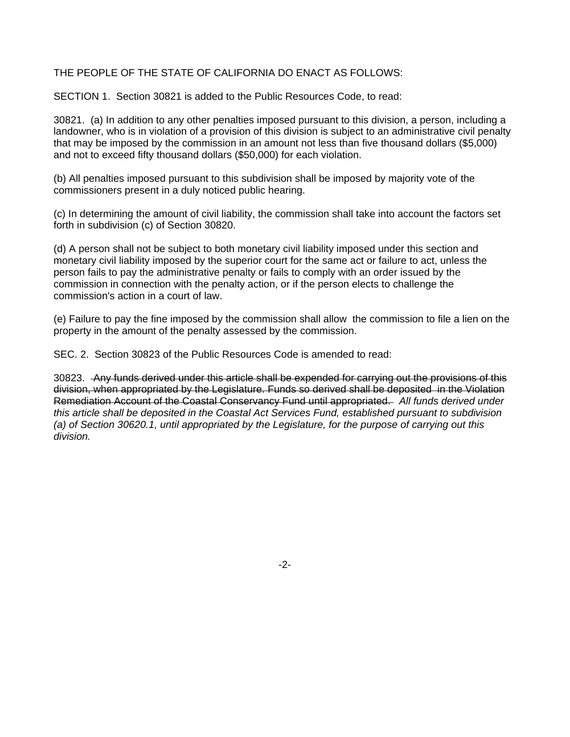THE PEOPLE OF THE STATE OF CALIFORNIA DO ENACT AS FOLLOWS:

SECTION 1. Section 30821 is added to the Public Resources Code, to read:

30821. (a) In addition to any other penalties imposed pursuant to this division, a person, including a landowner, who is in violation of a provision of this division is subject to an administrative civil penalty that may be imposed by the commission in an amount not less than five thousand dollars ($5,000) and not to exceed fifty thousand dollars ($50,000) for each violation.

(b) All penalties imposed pursuant to this subdivision shall be imposed by majority vote of the commissioners present in a duly noticed public hearing.

(c) In determining the amount of civil liability, the commission shall take into account the factors set forth in subdivision (c) of Section 30820.

(d) A person shall not be subject to both monetary civil liability imposed under this section and monetary civil liability imposed by the superior court for the same act or failure to act, unless the person fails to pay the administrative penalty or fails to comply with an order issued by the commission in connection with the penalty action, or if the person elects to challenge the commission's action in a court of law.

(e) Failure to pay the fine imposed by the commission shall allow the commission to file a lien on the property in the amount of the penalty assessed by the commission.

SEC. 2. Section 30823 of the Public Resources Code is amended to read:

30823. ~~Any funds derived under this article shall be expended for carrying out the provisions of this division, when appropriated by the Legislature. Funds so derived shall be deposited in the Violation Remediation Account of the Coastal Conservancy Fund until appropriated.~~ *All funds derived under this article shall be deposited in the Coastal Act Services Fund, established pursuant to subdivision (a) of Section 30620.1, until appropriated by the Legislature, for the purpose of carrying out this division.*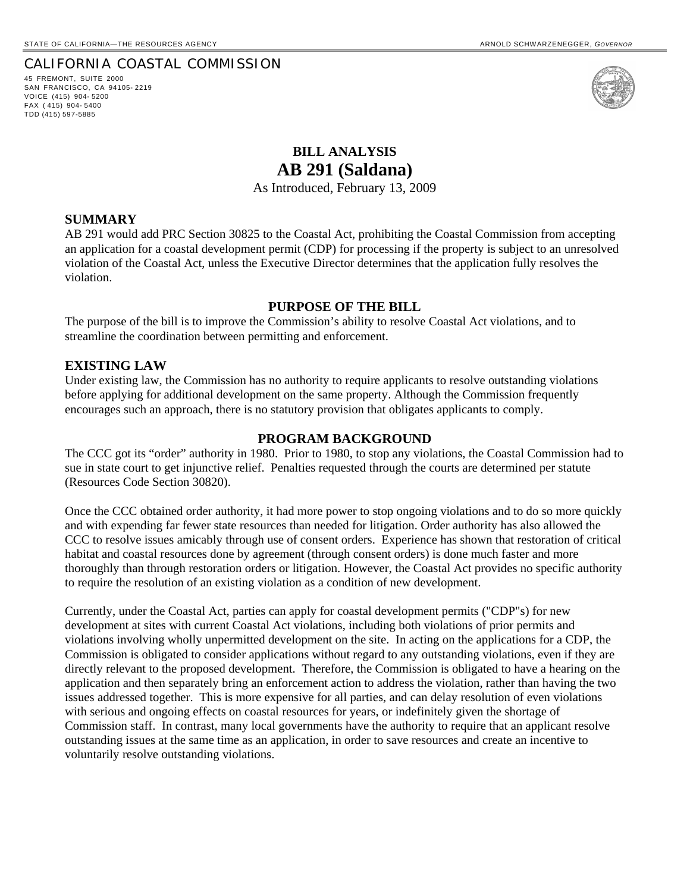STATE OF CALIFORNIA—THE RESOURCES AGENCY ARNOLD SCHWARZENEGGER, *GOVERNOR*

CALIFORNIA COASTAL COMMISSION
45 FREMONT, SUITE 2000
SAN FRANCISCO, CA 94105-2219
VOICE (415) 904-5200
FAX (415) 904-5400
TDD (415) 597-5885

# BILL ANALYSIS
# AB 291 (Saldana)

As Introduced, February 13, 2009

## SUMMARY

AB 291 would add PRC Section 30825 to the Coastal Act, prohibiting the Coastal Commission from accepting an application for a coastal development permit (CDP) for processing if the property is subject to an unresolved violation of the Coastal Act, unless the Executive Director determines that the application fully resolves the violation.

## PURPOSE OF THE BILL

The purpose of the bill is to improve the Commission's ability to resolve Coastal Act violations, and to streamline the coordination between permitting and enforcement.

## EXISTING LAW

Under existing law, the Commission has no authority to require applicants to resolve outstanding violations before applying for additional development on the same property. Although the Commission frequently encourages such an approach, there is no statutory provision that obligates applicants to comply.

## PROGRAM BACKGROUND

The CCC got its "order" authority in 1980. Prior to 1980, to stop any violations, the Coastal Commission had to sue in state court to get injunctive relief. Penalties requested through the courts are determined per statute (Resources Code Section 30820).

Once the CCC obtained order authority, it had more power to stop ongoing violations and to do so more quickly and with expending far fewer state resources than needed for litigation. Order authority has also allowed the CCC to resolve issues amicably through use of consent orders. Experience has shown that restoration of critical habitat and coastal resources done by agreement (through consent orders) is done much faster and more thoroughly than through restoration orders or litigation. However, the Coastal Act provides no specific authority to require the resolution of an existing violation as a condition of new development.

Currently, under the Coastal Act, parties can apply for coastal development permits ("CDP"s) for new development at sites with current Coastal Act violations, including both violations of prior permits and violations involving wholly unpermitted development on the site. In acting on the applications for a CDP, the Commission is obligated to consider applications without regard to any outstanding violations, even if they are directly relevant to the proposed development. Therefore, the Commission is obligated to have a hearing on the application and then separately bring an enforcement action to address the violation, rather than having the two issues addressed together. This is more expensive for all parties, and can delay resolution of even violations with serious and ongoing effects on coastal resources for years, or indefinitely given the shortage of Commission staff. In contrast, many local governments have the authority to require that an applicant resolve outstanding issues at the same time as an application, in order to save resources and create an incentive to voluntarily resolve outstanding violations.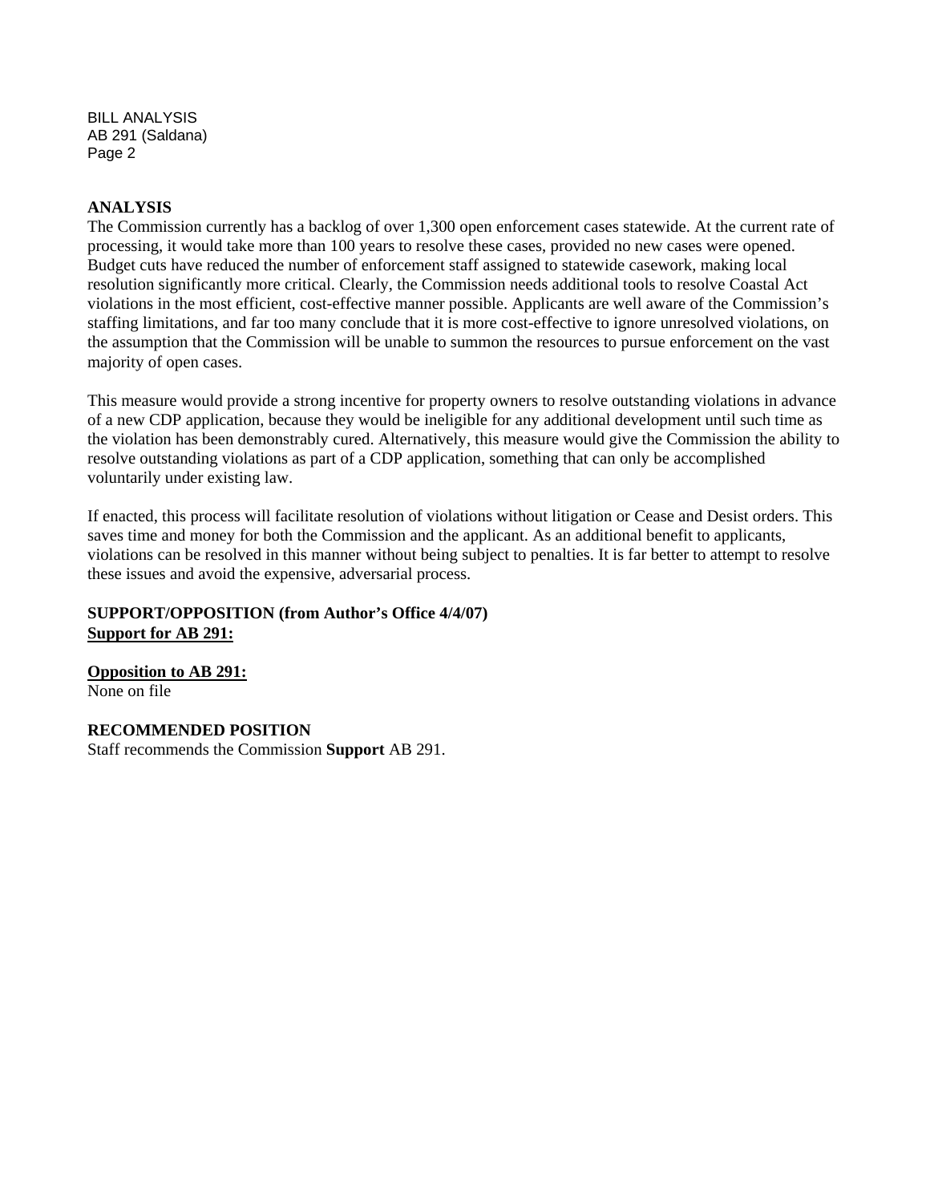## ANALYSIS

The Commission currently has a backlog of over 1,300 open enforcement cases statewide. At the current rate of processing, it would take more than 100 years to resolve these cases, provided no new cases were opened. Budget cuts have reduced the number of enforcement staff assigned to statewide casework, making local resolution significantly more critical. Clearly, the Commission needs additional tools to resolve Coastal Act violations in the most efficient, cost-effective manner possible. Applicants are well aware of the Commission's staffing limitations, and far too many conclude that it is more cost-effective to ignore unresolved violations, on the assumption that the Commission will be unable to summon the resources to pursue enforcement on the vast majority of open cases.

This measure would provide a strong incentive for property owners to resolve outstanding violations in advance of a new CDP application, because they would be ineligible for any additional development until such time as the violation has been demonstrably cured. Alternatively, this measure would give the Commission the ability to resolve outstanding violations as part of a CDP application, something that can only be accomplished voluntarily under existing law.

If enacted, this process will facilitate resolution of violations without litigation or Cease and Desist orders. This saves time and money for both the Commission and the applicant. As an additional benefit to applicants, violations can be resolved in this manner without being subject to penalties. It is far better to attempt to resolve these issues and avoid the expensive, adversarial process.

## SUPPORT/OPPOSITION (from Author's Office 4/4/07)

**Support for AB 291:**

**Opposition to AB 291:**
None on file

## RECOMMENDED POSITION

Staff recommends the Commission **Support** AB 291.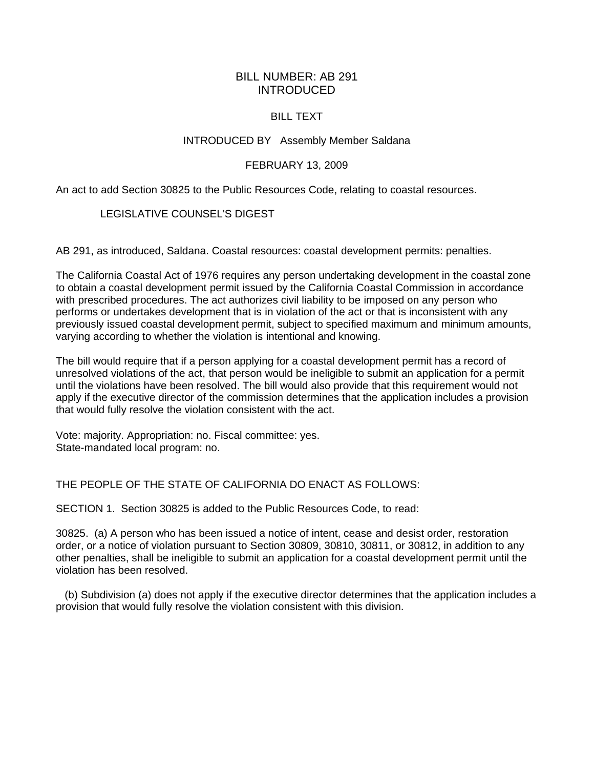BILL NUMBER: AB 291
INTRODUCED

BILL TEXT

INTRODUCED BY Assembly Member Saldana

FEBRUARY 13, 2009

An act to add Section 30825 to the Public Resources Code, relating to coastal resources.

LEGISLATIVE COUNSEL'S DIGEST

AB 291, as introduced, Saldana. Coastal resources: coastal development permits: penalties.

The California Coastal Act of 1976 requires any person undertaking development in the coastal zone to obtain a coastal development permit issued by the California Coastal Commission in accordance with prescribed procedures. The act authorizes civil liability to be imposed on any person who performs or undertakes development that is in violation of the act or that is inconsistent with any previously issued coastal development permit, subject to specified maximum and minimum amounts, varying according to whether the violation is intentional and knowing.

The bill would require that if a person applying for a coastal development permit has a record of unresolved violations of the act, that person would be ineligible to submit an application for a permit until the violations have been resolved. The bill would also provide that this requirement would not apply if the executive director of the commission determines that the application includes a provision that would fully resolve the violation consistent with the act.

Vote: majority. Appropriation: no. Fiscal committee: yes.
State-mandated local program: no.

THE PEOPLE OF THE STATE OF CALIFORNIA DO ENACT AS FOLLOWS:

SECTION 1. Section 30825 is added to the Public Resources Code, to read:

30825. (a) A person who has been issued a notice of intent, cease and desist order, restoration order, or a notice of violation pursuant to Section 30809, 30810, 30811, or 30812, in addition to any other penalties, shall be ineligible to submit an application for a coastal development permit until the violation has been resolved.

(b) Subdivision (a) does not apply if the executive director determines that the application includes a provision that would fully resolve the violation consistent with this division.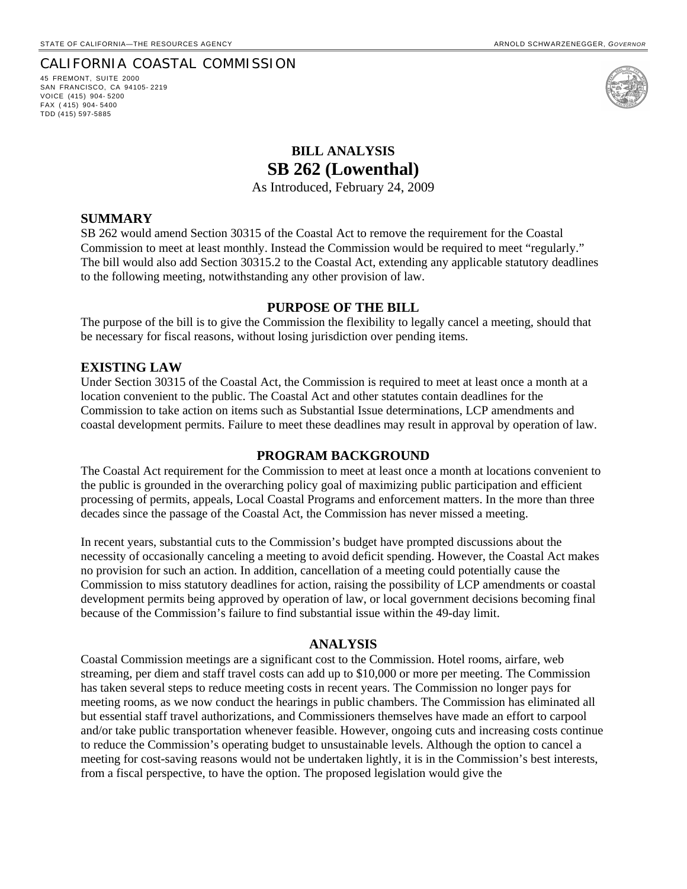STATE OF CALIFORNIA—THE RESOURCES AGENCY ARNOLD SCHWARZENEGGER, *GOVERNOR*

CALIFORNIA COASTAL COMMISSION

45 FREMONT, SUITE 2000
SAN FRANCISCO, CA 94105-2219
VOICE (415) 904-5200
FAX (415) 904-5400
TDD (415) 597-5885

# BILL ANALYSIS
# SB 262 (Lowenthal)

As Introduced, February 24, 2009

## SUMMARY

SB 262 would amend Section 30315 of the Coastal Act to remove the requirement for the Coastal Commission to meet at least monthly. Instead the Commission would be required to meet "regularly." The bill would also add Section 30315.2 to the Coastal Act, extending any applicable statutory deadlines to the following meeting, notwithstanding any other provision of law.

## PURPOSE OF THE BILL

The purpose of the bill is to give the Commission the flexibility to legally cancel a meeting, should that be necessary for fiscal reasons, without losing jurisdiction over pending items.

## EXISTING LAW

Under Section 30315 of the Coastal Act, the Commission is required to meet at least once a month at a location convenient to the public. The Coastal Act and other statutes contain deadlines for the Commission to take action on items such as Substantial Issue determinations, LCP amendments and coastal development permits. Failure to meet these deadlines may result in approval by operation of law.

## PROGRAM BACKGROUND

The Coastal Act requirement for the Commission to meet at least once a month at locations convenient to the public is grounded in the overarching policy goal of maximizing public participation and efficient processing of permits, appeals, Local Coastal Programs and enforcement matters. In the more than three decades since the passage of the Coastal Act, the Commission has never missed a meeting.

In recent years, substantial cuts to the Commission's budget have prompted discussions about the necessity of occasionally canceling a meeting to avoid deficit spending. However, the Coastal Act makes no provision for such an action. In addition, cancellation of a meeting could potentially cause the Commission to miss statutory deadlines for action, raising the possibility of LCP amendments or coastal development permits being approved by operation of law, or local government decisions becoming final because of the Commission's failure to find substantial issue within the 49-day limit.

## ANALYSIS

Coastal Commission meetings are a significant cost to the Commission. Hotel rooms, airfare, web streaming, per diem and staff travel costs can add up to $10,000 or more per meeting. The Commission has taken several steps to reduce meeting costs in recent years. The Commission no longer pays for meeting rooms, as we now conduct the hearings in public chambers. The Commission has eliminated all but essential staff travel authorizations, and Commissioners themselves have made an effort to carpool and/or take public transportation whenever feasible. However, ongoing cuts and increasing costs continue to reduce the Commission's operating budget to unsustainable levels. Although the option to cancel a meeting for cost-saving reasons would not be undertaken lightly, it is in the Commission's best interests, from a fiscal perspective, to have the option. The proposed legislation would give the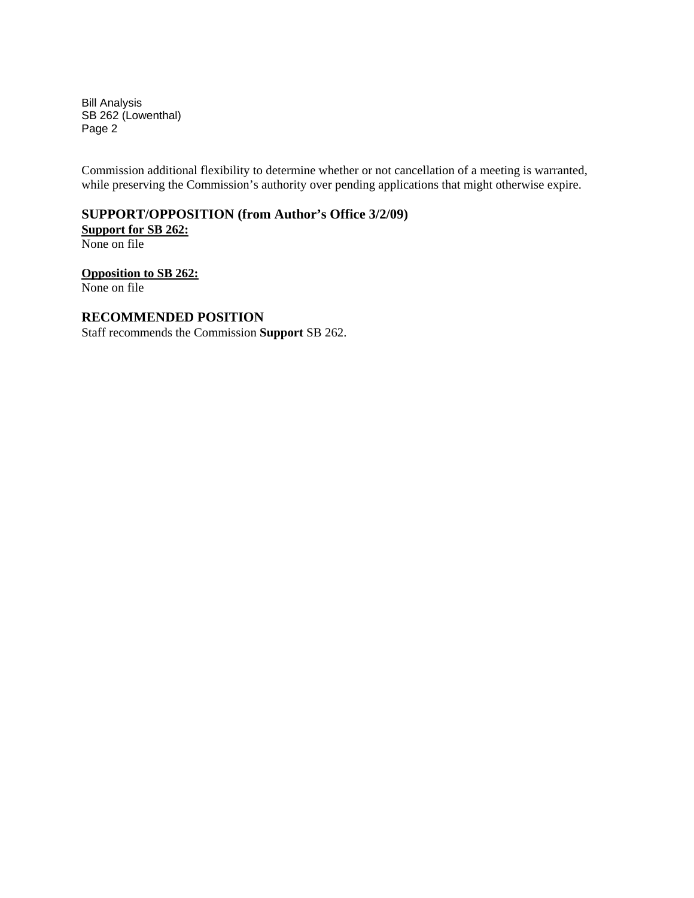Commission additional flexibility to determine whether or not cancellation of a meeting is warranted, while preserving the Commission's authority over pending applications that might otherwise expire.

## SUPPORT/OPPOSITION (from Author's Office 3/2/09)

**Support for SB 262:**
None on file

**Opposition to SB 262:**
None on file

## RECOMMENDED POSITION

Staff recommends the Commission **Support** SB 262.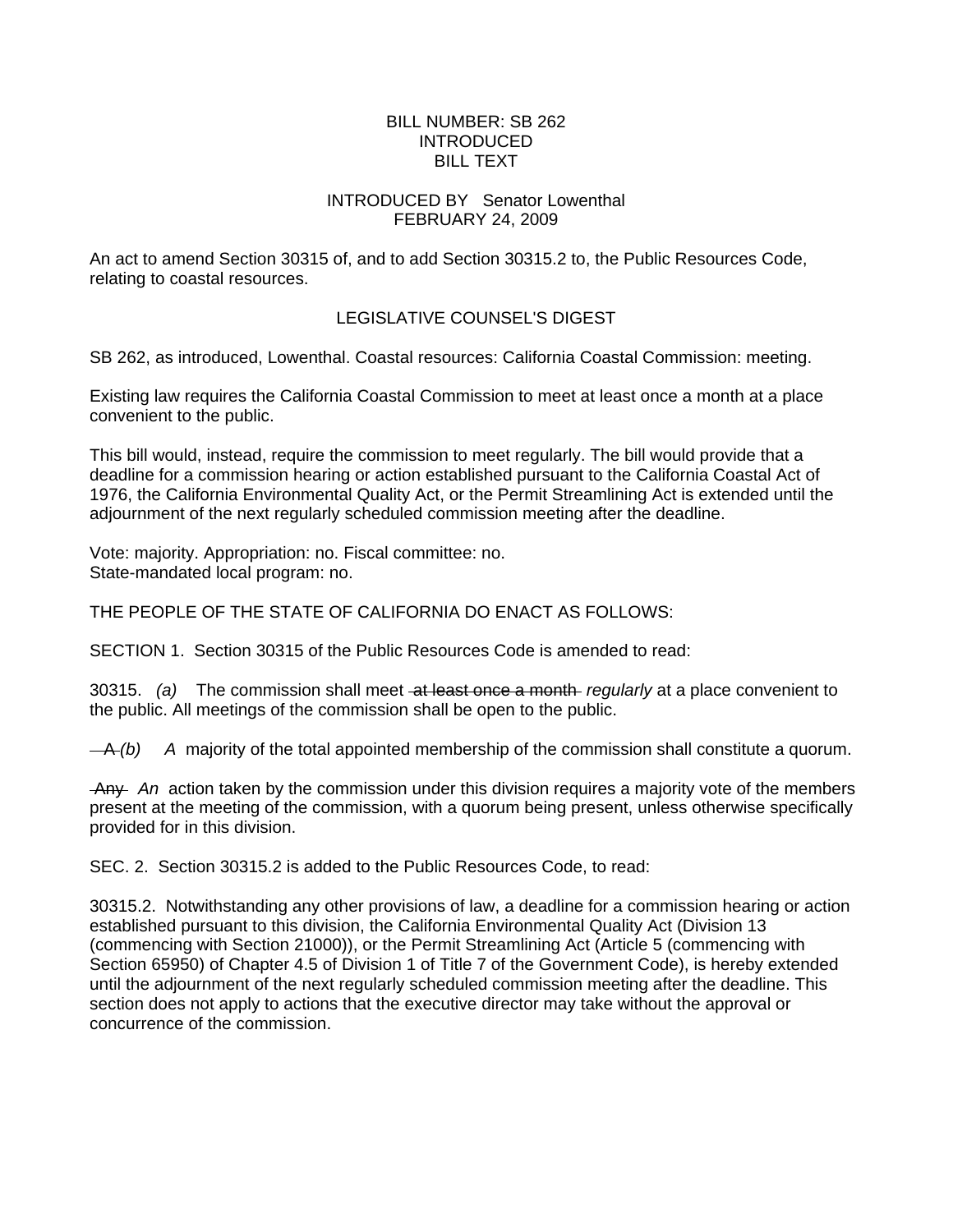BILL NUMBER: SB 262
INTRODUCED
BILL TEXT

INTRODUCED BY Senator Lowenthal
FEBRUARY 24, 2009

An act to amend Section 30315 of, and to add Section 30315.2 to, the Public Resources Code, relating to coastal resources.

LEGISLATIVE COUNSEL'S DIGEST

SB 262, as introduced, Lowenthal. Coastal resources: California Coastal Commission: meeting.

Existing law requires the California Coastal Commission to meet at least once a month at a place convenient to the public.

This bill would, instead, require the commission to meet regularly. The bill would provide that a deadline for a commission hearing or action established pursuant to the California Coastal Act of 1976, the California Environmental Quality Act, or the Permit Streamlining Act is extended until the adjournment of the next regularly scheduled commission meeting after the deadline.

Vote: majority. Appropriation: no. Fiscal committee: no.
State-mandated local program: no.

THE PEOPLE OF THE STATE OF CALIFORNIA DO ENACT AS FOLLOWS:

SECTION 1. Section 30315 of the Public Resources Code is amended to read:

30315. *(a)* The commission shall meet ~~at least once a month~~ *regularly* at a place convenient to the public. All meetings of the commission shall be open to the public.

~~A~~ *(b) A* majority of the total appointed membership of the commission shall constitute a quorum.

~~Any~~ *An* action taken by the commission under this division requires a majority vote of the members present at the meeting of the commission, with a quorum being present, unless otherwise specifically provided for in this division.

SEC. 2. Section 30315.2 is added to the Public Resources Code, to read:

30315.2. Notwithstanding any other provisions of law, a deadline for a commission hearing or action established pursuant to this division, the California Environmental Quality Act (Division 13 (commencing with Section 21000)), or the Permit Streamlining Act (Article 5 (commencing with Section 65950) of Chapter 4.5 of Division 1 of Title 7 of the Government Code), is hereby extended until the adjournment of the next regularly scheduled commission meeting after the deadline. This section does not apply to actions that the executive director may take without the approval or concurrence of the commission.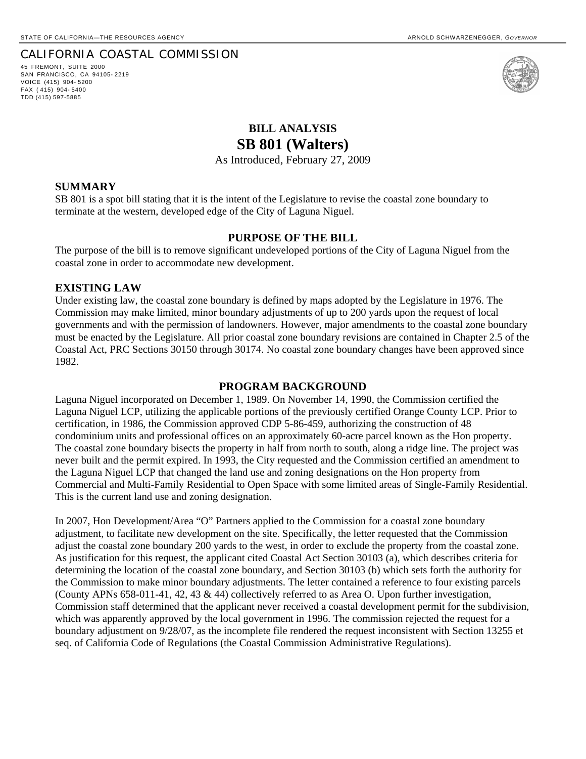STATE OF CALIFORNIA—THE RESOURCES AGENCY

ARNOLD SCHWARZENEGGER, *GOVERNOR*

CALIFORNIA COASTAL COMMISSION

45 FREMONT, SUITE 2000
SAN FRANCISCO, CA 94105-2219
VOICE (415) 904-5200
FAX (415) 904-5400
TDD (415) 597-5885

# BILL ANALYSIS
# SB 801 (Walters)

As Introduced, February 27, 2009

## SUMMARY

SB 801 is a spot bill stating that it is the intent of the Legislature to revise the coastal zone boundary to terminate at the western, developed edge of the City of Laguna Niguel.

## PURPOSE OF THE BILL

The purpose of the bill is to remove significant undeveloped portions of the City of Laguna Niguel from the coastal zone in order to accommodate new development.

## EXISTING LAW

Under existing law, the coastal zone boundary is defined by maps adopted by the Legislature in 1976. The Commission may make limited, minor boundary adjustments of up to 200 yards upon the request of local governments and with the permission of landowners. However, major amendments to the coastal zone boundary must be enacted by the Legislature. All prior coastal zone boundary revisions are contained in Chapter 2.5 of the Coastal Act, PRC Sections 30150 through 30174. No coastal zone boundary changes have been approved since 1982.

## PROGRAM BACKGROUND

Laguna Niguel incorporated on December 1, 1989. On November 14, 1990, the Commission certified the Laguna Niguel LCP, utilizing the applicable portions of the previously certified Orange County LCP. Prior to certification, in 1986, the Commission approved CDP 5-86-459, authorizing the construction of 48 condominium units and professional offices on an approximately 60-acre parcel known as the Hon property. The coastal zone boundary bisects the property in half from north to south, along a ridge line. The project was never built and the permit expired. In 1993, the City requested and the Commission certified an amendment to the Laguna Niguel LCP that changed the land use and zoning designations on the Hon property from Commercial and Multi-Family Residential to Open Space with some limited areas of Single-Family Residential. This is the current land use and zoning designation.

In 2007, Hon Development/Area "O" Partners applied to the Commission for a coastal zone boundary adjustment, to facilitate new development on the site. Specifically, the letter requested that the Commission adjust the coastal zone boundary 200 yards to the west, in order to exclude the property from the coastal zone. As justification for this request, the applicant cited Coastal Act Section 30103 (a), which describes criteria for determining the location of the coastal zone boundary, and Section 30103 (b) which sets forth the authority for the Commission to make minor boundary adjustments. The letter contained a reference to four existing parcels (County APNs 658-011-41, 42, 43 & 44) collectively referred to as Area O. Upon further investigation, Commission staff determined that the applicant never received a coastal development permit for the subdivision, which was apparently approved by the local government in 1996. The commission rejected the request for a boundary adjustment on 9/28/07, as the incomplete file rendered the request inconsistent with Section 13255 et seq. of California Code of Regulations (the Coastal Commission Administrative Regulations).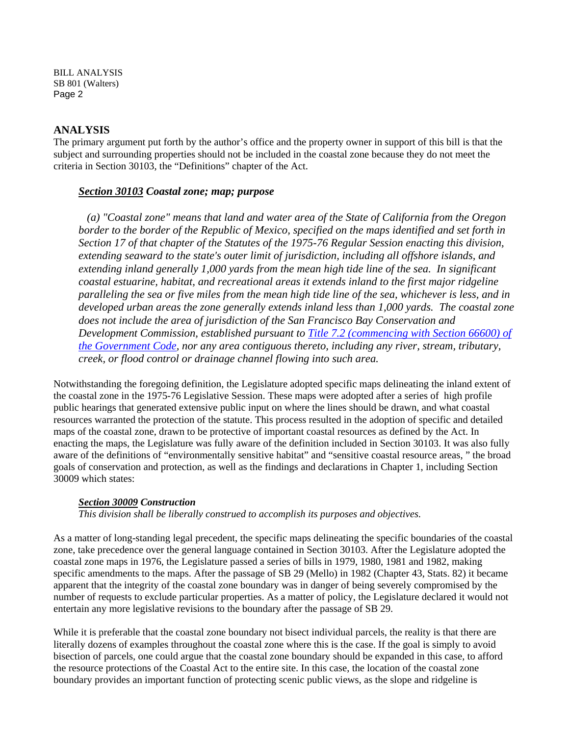## ANALYSIS

The primary argument put forth by the author's office and the property owner in support of this bill is that the subject and surrounding properties should not be included in the coastal zone because they do not meet the criteria in Section 30103, the "Definitions" chapter of the Act.

### *Section 30103 Coastal zone; map; purpose*

*(a) "Coastal zone" means that land and water area of the State of California from the Oregon border to the border of the Republic of Mexico, specified on the maps identified and set forth in Section 17 of that chapter of the Statutes of the 1975-76 Regular Session enacting this division, extending seaward to the state's outer limit of jurisdiction, including all offshore islands, and extending inland generally 1,000 yards from the mean high tide line of the sea. In significant coastal estuarine, habitat, and recreational areas it extends inland to the first major ridgeline paralleling the sea or five miles from the mean high tide line of the sea, whichever is less, and in developed urban areas the zone generally extends inland less than 1,000 yards. The coastal zone does not include the area of jurisdiction of the San Francisco Bay Conservation and Development Commission, established pursuant to Title 7.2 (commencing with Section 66600) of the Government Code, nor any area contiguous thereto, including any river, stream, tributary, creek, or flood control or drainage channel flowing into such area.*

Notwithstanding the foregoing definition, the Legislature adopted specific maps delineating the inland extent of the coastal zone in the 1975-76 Legislative Session. These maps were adopted after a series of high profile public hearings that generated extensive public input on where the lines should be drawn, and what coastal resources warranted the protection of the statute. This process resulted in the adoption of specific and detailed maps of the coastal zone, drawn to be protective of important coastal resources as defined by the Act. In enacting the maps, the Legislature was fully aware of the definition included in Section 30103. It was also fully aware of the definitions of "environmentally sensitive habitat" and "sensitive coastal resource areas, " the broad goals of conservation and protection, as well as the findings and declarations in Chapter 1, including Section 30009 which states:

**_Section 30009 Construction_**

*This division shall be liberally construed to accomplish its purposes and objectives.*

As a matter of long-standing legal precedent, the specific maps delineating the specific boundaries of the coastal zone, take precedence over the general language contained in Section 30103. After the Legislature adopted the coastal zone maps in 1976, the Legislature passed a series of bills in 1979, 1980, 1981 and 1982, making specific amendments to the maps. After the passage of SB 29 (Mello) in 1982 (Chapter 43, Stats. 82) it became apparent that the integrity of the coastal zone boundary was in danger of being severely compromised by the number of requests to exclude particular properties. As a matter of policy, the Legislature declared it would not entertain any more legislative revisions to the boundary after the passage of SB 29.

While it is preferable that the coastal zone boundary not bisect individual parcels, the reality is that there are literally dozens of examples throughout the coastal zone where this is the case. If the goal is simply to avoid bisection of parcels, one could argue that the coastal zone boundary should be expanded in this case, to afford the resource protections of the Coastal Act to the entire site. In this case, the location of the coastal zone boundary provides an important function of protecting scenic public views, as the slope and ridgeline is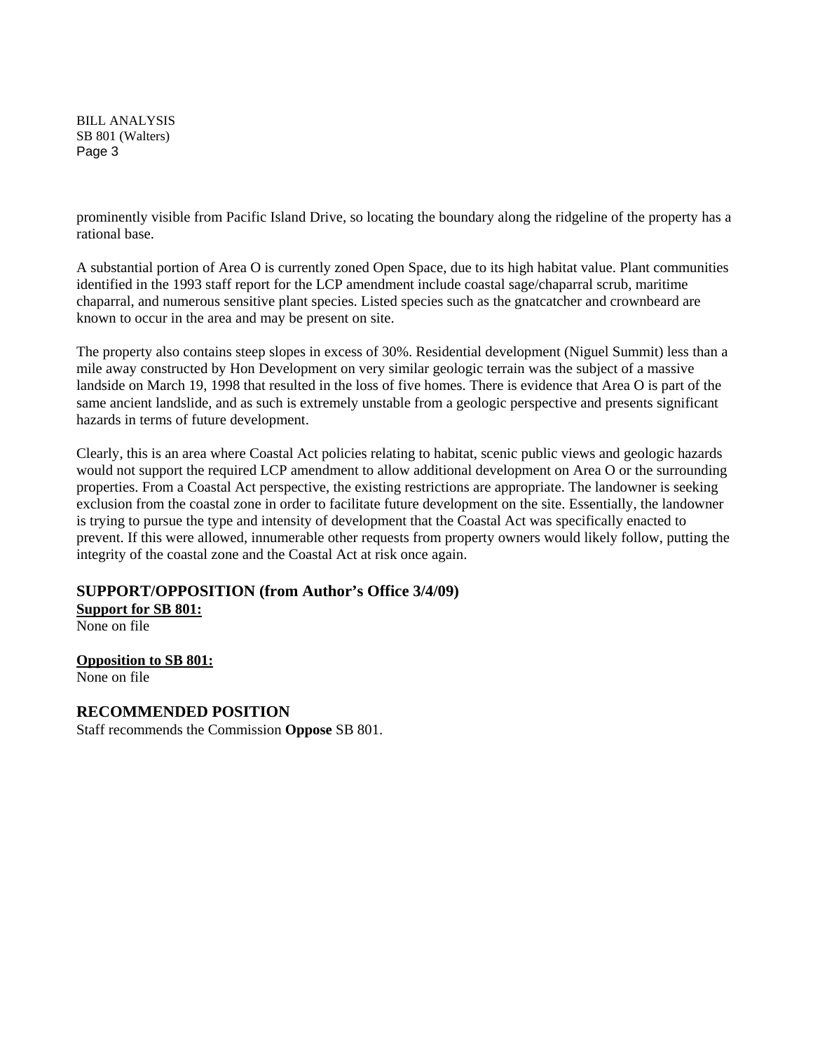prominently visible from Pacific Island Drive, so locating the boundary along the ridgeline of the property has a rational base.

A substantial portion of Area O is currently zoned Open Space, due to its high habitat value. Plant communities identified in the 1993 staff report for the LCP amendment include coastal sage/chaparral scrub, maritime chaparral, and numerous sensitive plant species. Listed species such as the gnatcatcher and crownbeard are known to occur in the area and may be present on site.

The property also contains steep slopes in excess of 30%. Residential development (Niguel Summit) less than a mile away constructed by Hon Development on very similar geologic terrain was the subject of a massive landside on March 19, 1998 that resulted in the loss of five homes. There is evidence that Area O is part of the same ancient landslide, and as such is extremely unstable from a geologic perspective and presents significant hazards in terms of future development.

Clearly, this is an area where Coastal Act policies relating to habitat, scenic public views and geologic hazards would not support the required LCP amendment to allow additional development on Area O or the surrounding properties. From a Coastal Act perspective, the existing restrictions are appropriate. The landowner is seeking exclusion from the coastal zone in order to facilitate future development on the site. Essentially, the landowner is trying to pursue the type and intensity of development that the Coastal Act was specifically enacted to prevent. If this were allowed, innumerable other requests from property owners would likely follow, putting the integrity of the coastal zone and the Coastal Act at risk once again.

## SUPPORT/OPPOSITION (from Author's Office 3/4/09)

**Support for SB 801:**
None on file

**Opposition to SB 801:**
None on file

## RECOMMENDED POSITION

Staff recommends the Commission **Oppose** SB 801.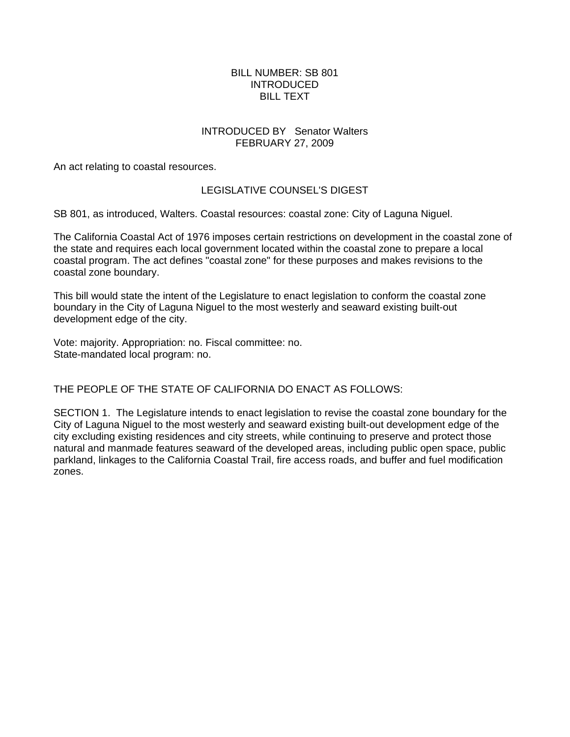BILL NUMBER: SB 801
INTRODUCED
BILL TEXT

INTRODUCED BY Senator Walters
FEBRUARY 27, 2009

An act relating to coastal resources.

LEGISLATIVE COUNSEL'S DIGEST

SB 801, as introduced, Walters. Coastal resources: coastal zone: City of Laguna Niguel.

The California Coastal Act of 1976 imposes certain restrictions on development in the coastal zone of the state and requires each local government located within the coastal zone to prepare a local coastal program. The act defines "coastal zone" for these purposes and makes revisions to the coastal zone boundary.

This bill would state the intent of the Legislature to enact legislation to conform the coastal zone boundary in the City of Laguna Niguel to the most westerly and seaward existing built-out development edge of the city.

Vote: majority. Appropriation: no. Fiscal committee: no.
State-mandated local program: no.

THE PEOPLE OF THE STATE OF CALIFORNIA DO ENACT AS FOLLOWS:

SECTION 1. The Legislature intends to enact legislation to revise the coastal zone boundary for the City of Laguna Niguel to the most westerly and seaward existing built-out development edge of the city excluding existing residences and city streets, while continuing to preserve and protect those natural and manmade features seaward of the developed areas, including public open space, public parkland, linkages to the California Coastal Trail, fire access roads, and buffer and fuel modification zones.